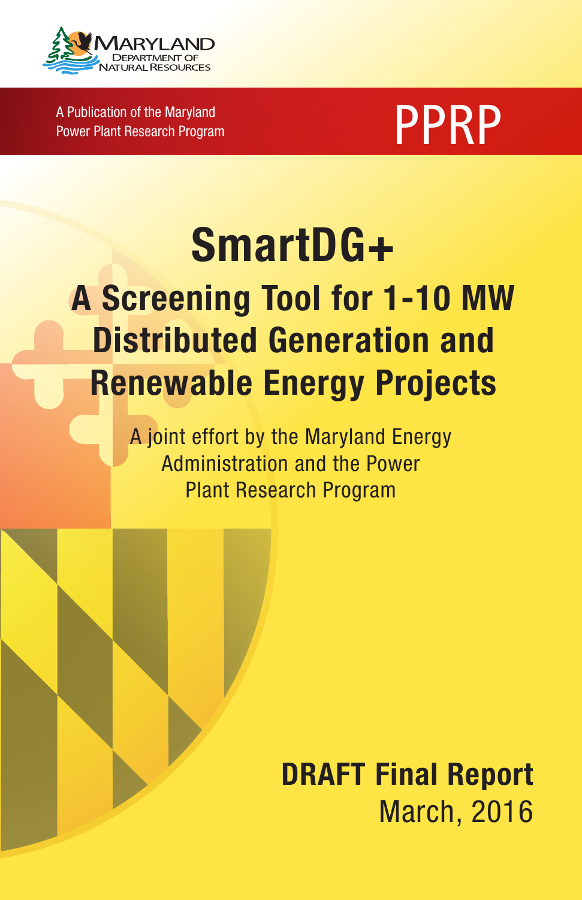Maryland Department of Natural Resources

A Publication of the Maryland Power Plant Research Program

PPRP

# SmartDG+

## A Screening Tool for 1-10 MW Distributed Generation and Renewable Energy Projects

A joint effort by the Maryland Energy Administration and the Power Plant Research Program

**DRAFT Final Report**

March, 2016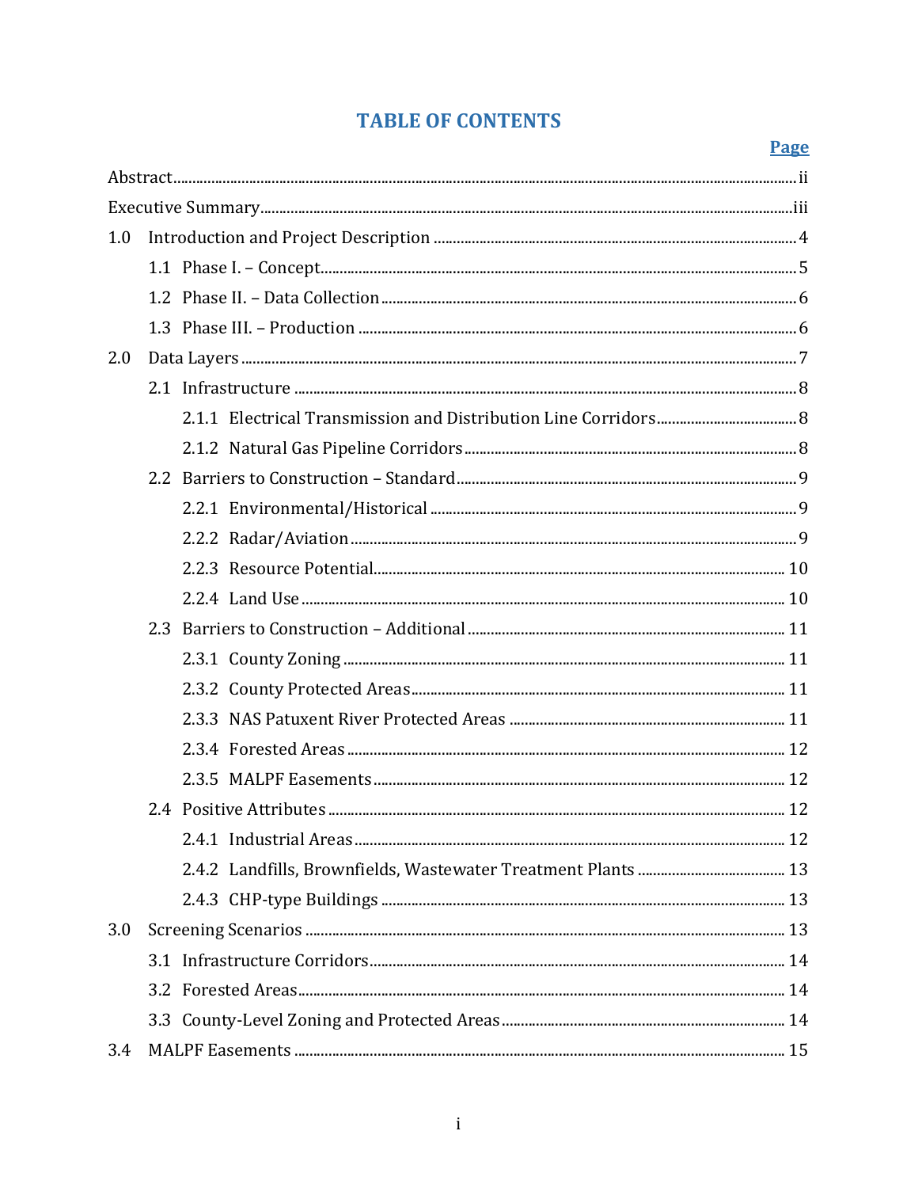# TABLE OF CONTENTS

| | Page |
|---|---|
| Abstract | ii |
| Executive Summary | iii |
| 1.0 Introduction and Project Description | 4 |
| 1.1 Phase I. – Concept | 5 |
| 1.2 Phase II. – Data Collection | 6 |
| 1.3 Phase III. – Production | 6 |
| 2.0 Data Layers | 7 |
| 2.1 Infrastructure | 8 |
| 2.1.1 Electrical Transmission and Distribution Line Corridors | 8 |
| 2.1.2 Natural Gas Pipeline Corridors | 8 |
| 2.2 Barriers to Construction – Standard | 9 |
| 2.2.1 Environmental/Historical | 9 |
| 2.2.2 Radar/Aviation | 9 |
| 2.2.3 Resource Potential | 10 |
| 2.2.4 Land Use | 10 |
| 2.3 Barriers to Construction – Additional | 11 |
| 2.3.1 County Zoning | 11 |
| 2.3.2 County Protected Areas | 11 |
| 2.3.3 NAS Patuxent River Protected Areas | 11 |
| 2.3.4 Forested Areas | 12 |
| 2.3.5 MALPF Easements | 12 |
| 2.4 Positive Attributes | 12 |
| 2.4.1 Industrial Areas | 12 |
| 2.4.2 Landfills, Brownfields, Wastewater Treatment Plants | 13 |
| 2.4.3 CHP-type Buildings | 13 |
| 3.0 Screening Scenarios | 13 |
| 3.1 Infrastructure Corridors | 14 |
| 3.2 Forested Areas | 14 |
| 3.3 County-Level Zoning and Protected Areas | 14 |
| 3.4 MALPF Easements | 15 |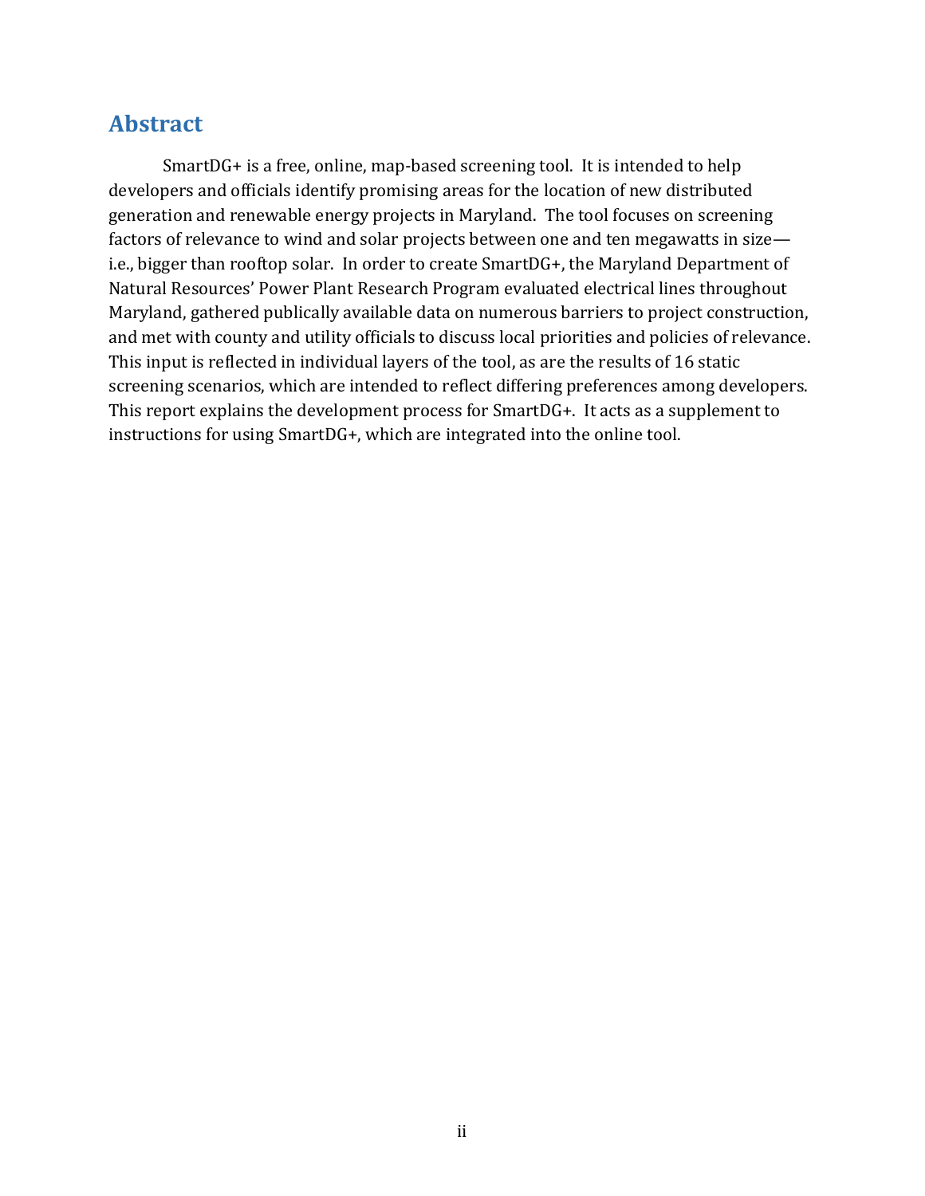## Abstract

SmartDG+ is a free, online, map-based screening tool. It is intended to help developers and officials identify promising areas for the location of new distributed generation and renewable energy projects in Maryland. The tool focuses on screening factors of relevance to wind and solar projects between one and ten megawatts in size—i.e., bigger than rooftop solar. In order to create SmartDG+, the Maryland Department of Natural Resources' Power Plant Research Program evaluated electrical lines throughout Maryland, gathered publically available data on numerous barriers to project construction, and met with county and utility officials to discuss local priorities and policies of relevance. This input is reflected in individual layers of the tool, as are the results of 16 static screening scenarios, which are intended to reflect differing preferences among developers. This report explains the development process for SmartDG+. It acts as a supplement to instructions for using SmartDG+, which are integrated into the online tool.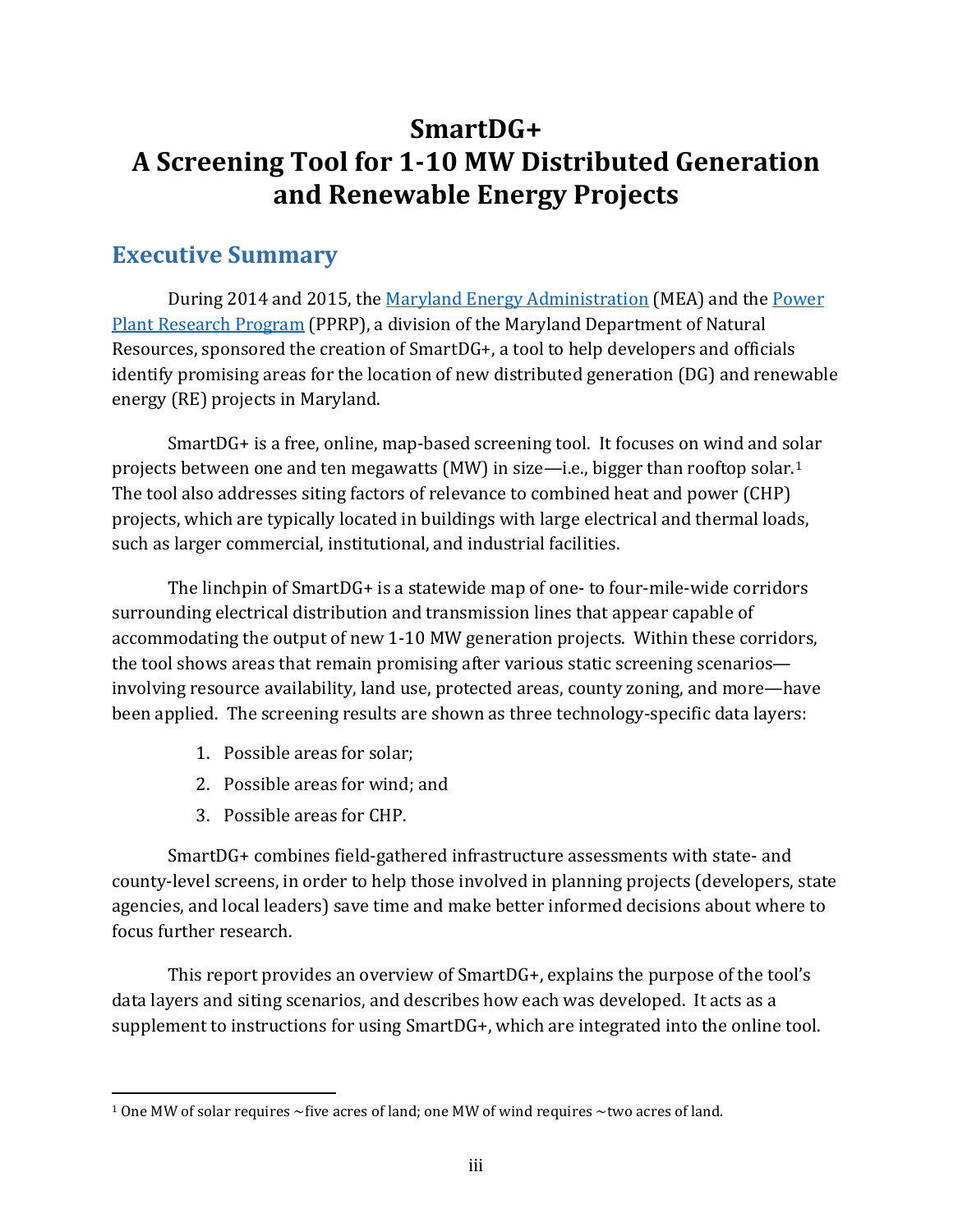# SmartDG+
# A Screening Tool for 1-10 MW Distributed Generation and Renewable Energy Projects

## Executive Summary

During 2014 and 2015, the Maryland Energy Administration (MEA) and the Power Plant Research Program (PPRP), a division of the Maryland Department of Natural Resources, sponsored the creation of SmartDG+, a tool to help developers and officials identify promising areas for the location of new distributed generation (DG) and renewable energy (RE) projects in Maryland.

SmartDG+ is a free, online, map-based screening tool. It focuses on wind and solar projects between one and ten megawatts (MW) in size—i.e., bigger than rooftop solar.[1] The tool also addresses siting factors of relevance to combined heat and power (CHP) projects, which are typically located in buildings with large electrical and thermal loads, such as larger commercial, institutional, and industrial facilities.

The linchpin of SmartDG+ is a statewide map of one- to four-mile-wide corridors surrounding electrical distribution and transmission lines that appear capable of accommodating the output of new 1-10 MW generation projects. Within these corridors, the tool shows areas that remain promising after various static screening scenarios—involving resource availability, land use, protected areas, county zoning, and more—have been applied. The screening results are shown as three technology-specific data layers:

1. Possible areas for solar;
2. Possible areas for wind; and
3. Possible areas for CHP.

SmartDG+ combines field-gathered infrastructure assessments with state- and county-level screens, in order to help those involved in planning projects (developers, state agencies, and local leaders) save time and make better informed decisions about where to focus further research.

This report provides an overview of SmartDG+, explains the purpose of the tool's data layers and siting scenarios, and describes how each was developed. It acts as a supplement to instructions for using SmartDG+, which are integrated into the online tool.

---

[1] One MW of solar requires ~five acres of land; one MW of wind requires ~two acres of land.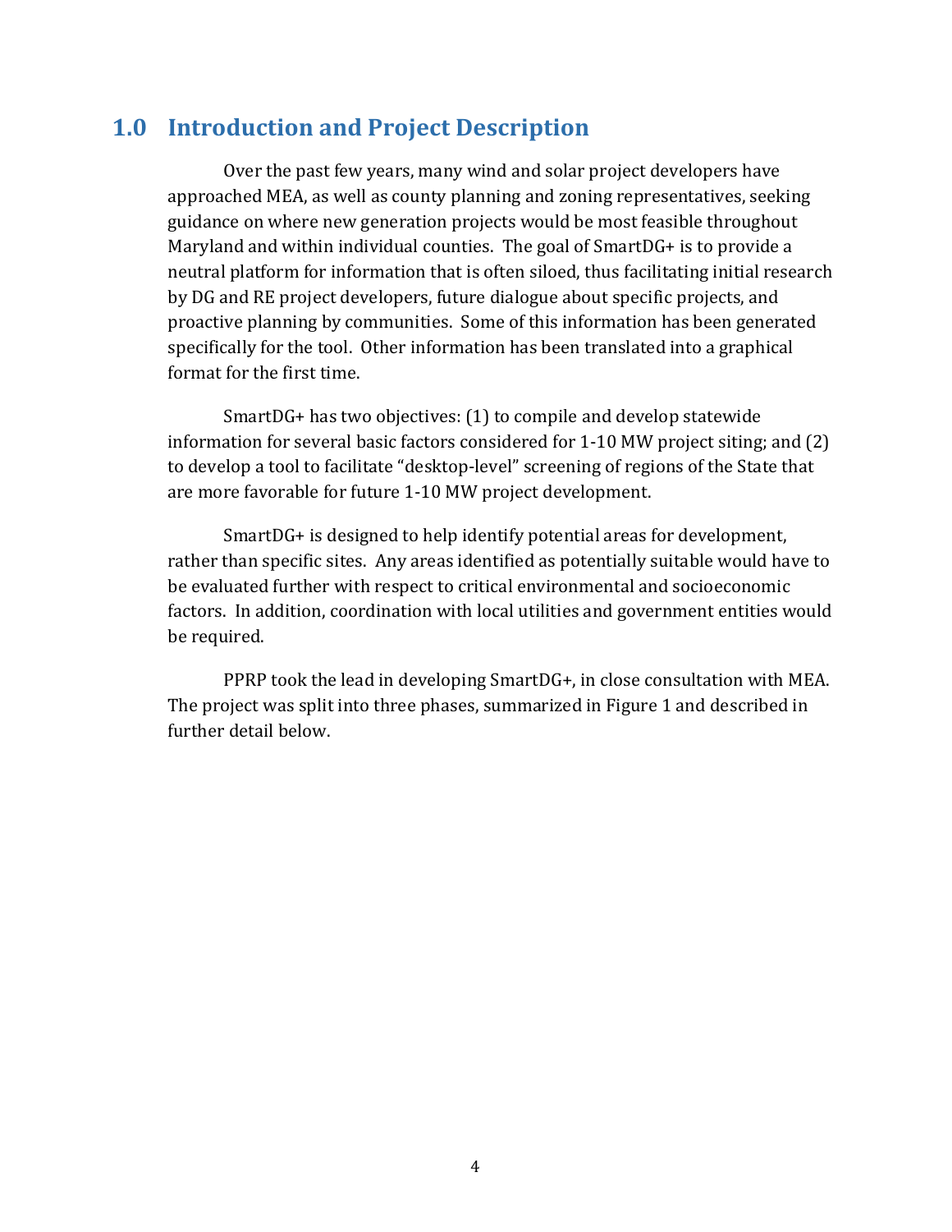# 1.0 Introduction and Project Description

Over the past few years, many wind and solar project developers have approached MEA, as well as county planning and zoning representatives, seeking guidance on where new generation projects would be most feasible throughout Maryland and within individual counties. The goal of SmartDG+ is to provide a neutral platform for information that is often siloed, thus facilitating initial research by DG and RE project developers, future dialogue about specific projects, and proactive planning by communities. Some of this information has been generated specifically for the tool. Other information has been translated into a graphical format for the first time.

SmartDG+ has two objectives: (1) to compile and develop statewide information for several basic factors considered for 1-10 MW project siting; and (2) to develop a tool to facilitate "desktop-level" screening of regions of the State that are more favorable for future 1-10 MW project development.

SmartDG+ is designed to help identify potential areas for development, rather than specific sites. Any areas identified as potentially suitable would have to be evaluated further with respect to critical environmental and socioeconomic factors. In addition, coordination with local utilities and government entities would be required.

PPRP took the lead in developing SmartDG+, in close consultation with MEA. The project was split into three phases, summarized in Figure 1 and described in further detail below.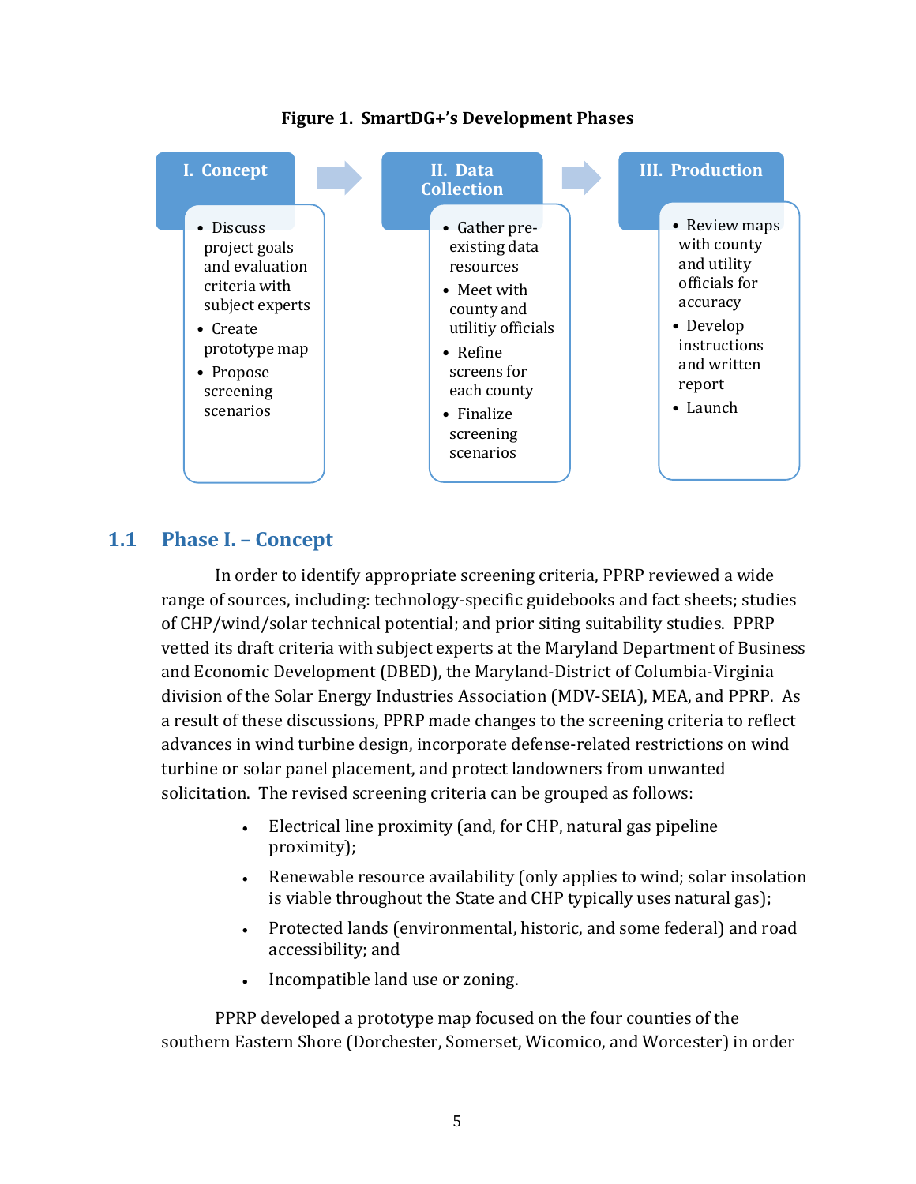**Figure 1. SmartDG+'s Development Phases**

**I. Concept**

- Discuss project goals and evaluation criteria with subject experts
- Create prototype map
- Propose screening scenarios

**II. Data Collection**

- Gather pre-existing data resources
- Meet with county and utilitiy officials
- Refine screens for each county
- Finalize screening scenarios

**III. Production**

- Review maps with county and utility officials for accuracy
- Develop instructions and written report
- Launch

## 1.1 Phase I. – Concept

In order to identify appropriate screening criteria, PPRP reviewed a wide range of sources, including: technology-specific guidebooks and fact sheets; studies of CHP/wind/solar technical potential; and prior siting suitability studies. PPRP vetted its draft criteria with subject experts at the Maryland Department of Business and Economic Development (DBED), the Maryland-District of Columbia-Virginia division of the Solar Energy Industries Association (MDV-SEIA), MEA, and PPRP. As a result of these discussions, PPRP made changes to the screening criteria to reflect advances in wind turbine design, incorporate defense-related restrictions on wind turbine or solar panel placement, and protect landowners from unwanted solicitation. The revised screening criteria can be grouped as follows:

- Electrical line proximity (and, for CHP, natural gas pipeline proximity);
- Renewable resource availability (only applies to wind; solar insolation is viable throughout the State and CHP typically uses natural gas);
- Protected lands (environmental, historic, and some federal) and road accessibility; and
- Incompatible land use or zoning.

PPRP developed a prototype map focused on the four counties of the southern Eastern Shore (Dorchester, Somerset, Wicomico, and Worcester) in order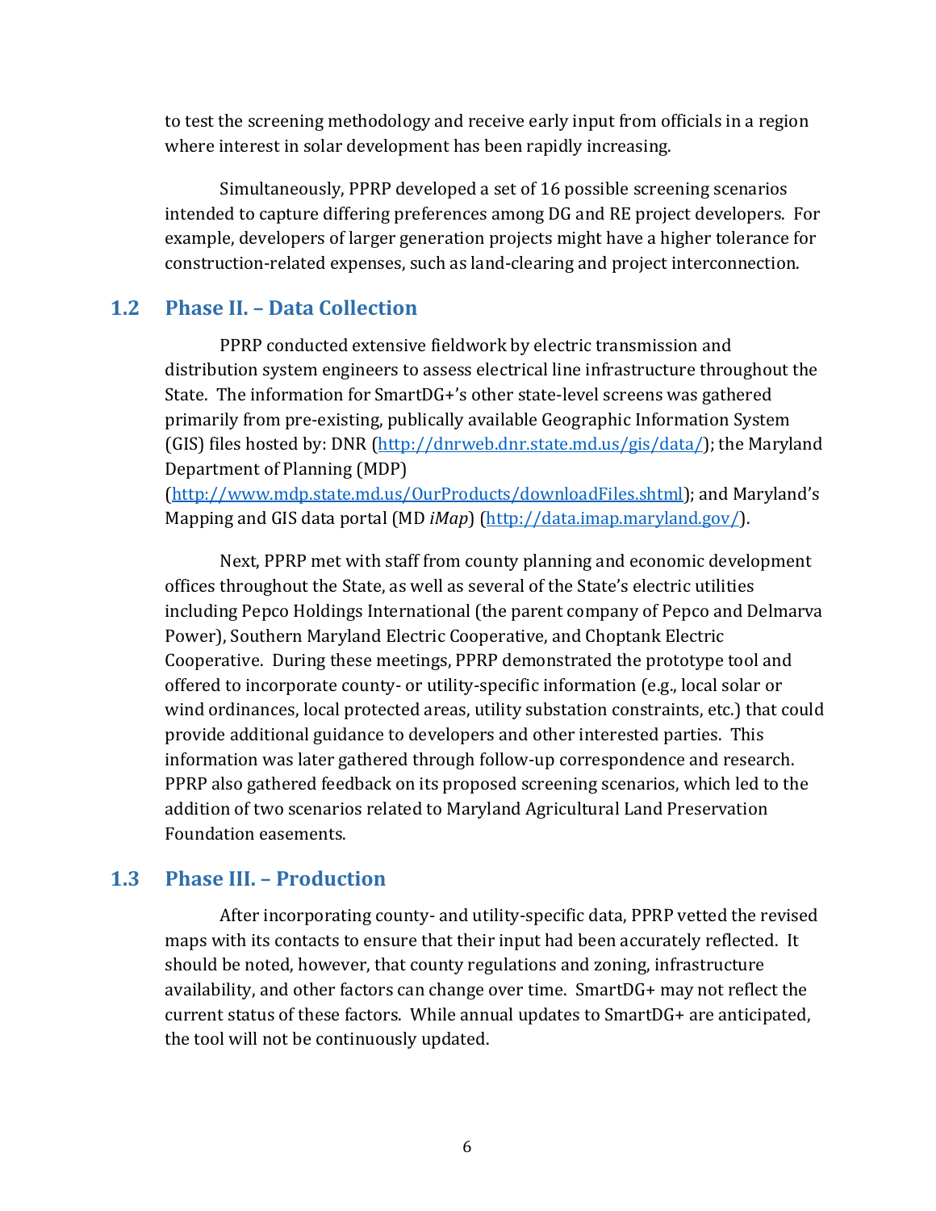to test the screening methodology and receive early input from officials in a region where interest in solar development has been rapidly increasing.

Simultaneously, PPRP developed a set of 16 possible screening scenarios intended to capture differing preferences among DG and RE project developers. For example, developers of larger generation projects might have a higher tolerance for construction-related expenses, such as land-clearing and project interconnection.

## 1.2 Phase II. – Data Collection

PPRP conducted extensive fieldwork by electric transmission and distribution system engineers to assess electrical line infrastructure throughout the State. The information for SmartDG+'s other state-level screens was gathered primarily from pre-existing, publically available Geographic Information System (GIS) files hosted by: DNR (http://dnrweb.dnr.state.md.us/gis/data/); the Maryland Department of Planning (MDP) (http://www.mdp.state.md.us/OurProducts/downloadFiles.shtml); and Maryland's Mapping and GIS data portal (MD *iMap*) (http://data.imap.maryland.gov/).

Next, PPRP met with staff from county planning and economic development offices throughout the State, as well as several of the State's electric utilities including Pepco Holdings International (the parent company of Pepco and Delmarva Power), Southern Maryland Electric Cooperative, and Choptank Electric Cooperative. During these meetings, PPRP demonstrated the prototype tool and offered to incorporate county- or utility-specific information (e.g., local solar or wind ordinances, local protected areas, utility substation constraints, etc.) that could provide additional guidance to developers and other interested parties. This information was later gathered through follow-up correspondence and research. PPRP also gathered feedback on its proposed screening scenarios, which led to the addition of two scenarios related to Maryland Agricultural Land Preservation Foundation easements.

## 1.3 Phase III. – Production

After incorporating county- and utility-specific data, PPRP vetted the revised maps with its contacts to ensure that their input had been accurately reflected. It should be noted, however, that county regulations and zoning, infrastructure availability, and other factors can change over time. SmartDG+ may not reflect the current status of these factors. While annual updates to SmartDG+ are anticipated, the tool will not be continuously updated.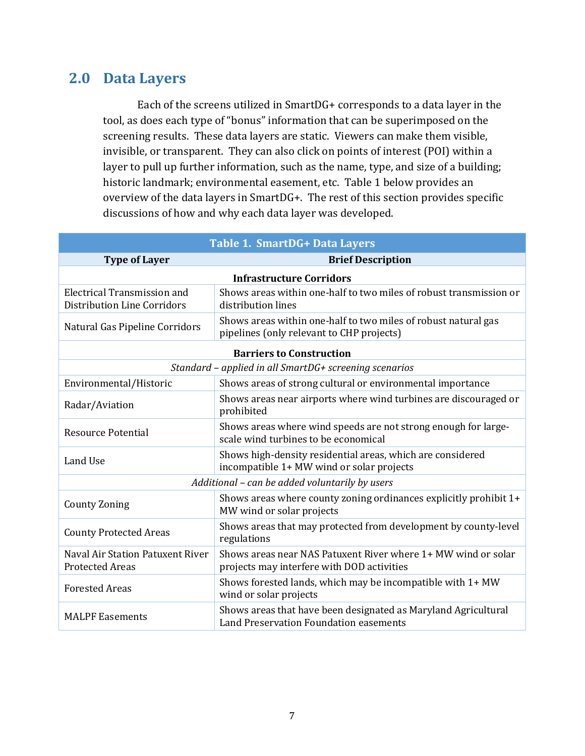## 2.0 Data Layers

Each of the screens utilized in SmartDG+ corresponds to a data layer in the tool, as does each type of "bonus" information that can be superimposed on the screening results. These data layers are static. Viewers can make them visible, invisible, or transparent. They can also click on points of interest (POI) within a layer to pull up further information, such as the name, type, and size of a building; historic landmark; environmental easement, etc. Table 1 below provides an overview of the data layers in SmartDG+. The rest of this section provides specific discussions of how and why each data layer was developed.

**Table 1. SmartDG+ Data Layers**

| Type of Layer | Brief Description |
|---|---|
| **Infrastructure Corridors** | |
| Electrical Transmission and Distribution Line Corridors | Shows areas within one-half to two miles of robust transmission or distribution lines |
| Natural Gas Pipeline Corridors | Shows areas within one-half to two miles of robust natural gas pipelines (only relevant to CHP projects) |
| **Barriers to Construction** | |
| *Standard – applied in all SmartDG+ screening scenarios* | |
| Environmental/Historic | Shows areas of strong cultural or environmental importance |
| Radar/Aviation | Shows areas near airports where wind turbines are discouraged or prohibited |
| Resource Potential | Shows areas where wind speeds are not strong enough for large-scale wind turbines to be economical |
| Land Use | Shows high-density residential areas, which are considered incompatible 1+ MW wind or solar projects |
| *Additional – can be added voluntarily by users* | |
| County Zoning | Shows areas where county zoning ordinances explicitly prohibit 1+ MW wind or solar projects |
| County Protected Areas | Shows areas that may protected from development by county-level regulations |
| Naval Air Station Patuxent River Protected Areas | Shows areas near NAS Patuxent River where 1+ MW wind or solar projects may interfere with DOD activities |
| Forested Areas | Shows forested lands, which may be incompatible with 1+ MW wind or solar projects |
| MALPF Easements | Shows areas that have been designated as Maryland Agricultural Land Preservation Foundation easements |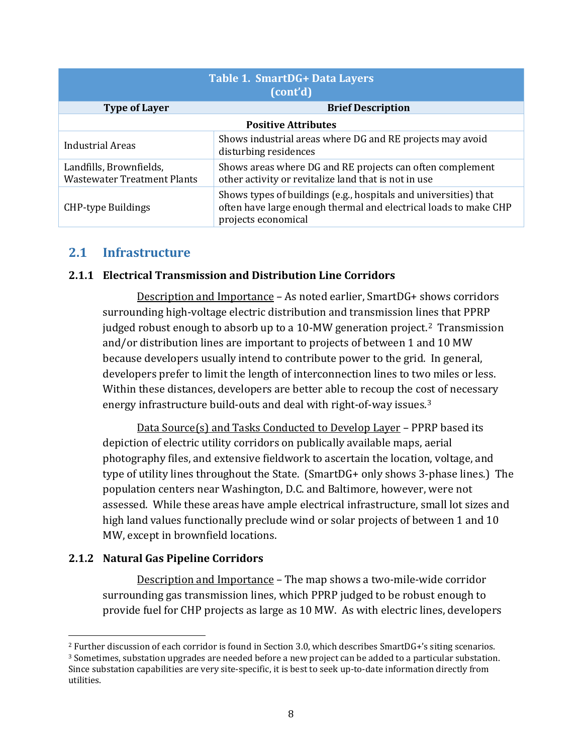**Table 1. SmartDG+ Data Layers (cont'd)**

| Type of Layer | Brief Description |
|---|---|
| **Positive Attributes** | |
| Industrial Areas | Shows industrial areas where DG and RE projects may avoid disturbing residences |
| Landfills, Brownfields, Wastewater Treatment Plants | Shows areas where DG and RE projects can often complement other activity or revitalize land that is not in use |
| CHP-type Buildings | Shows types of buildings (e.g., hospitals and universities) that often have large enough thermal and electrical loads to make CHP projects economical |

## 2.1 Infrastructure

### 2.1.1 Electrical Transmission and Distribution Line Corridors

Description and Importance – As noted earlier, SmartDG+ shows corridors surrounding high-voltage electric distribution and transmission lines that PPRP judged robust enough to absorb up to a 10-MW generation project.[2] Transmission and/or distribution lines are important to projects of between 1 and 10 MW because developers usually intend to contribute power to the grid. In general, developers prefer to limit the length of interconnection lines to two miles or less. Within these distances, developers are better able to recoup the cost of necessary energy infrastructure build-outs and deal with right-of-way issues.[3]

Data Source(s) and Tasks Conducted to Develop Layer – PPRP based its depiction of electric utility corridors on publically available maps, aerial photography files, and extensive fieldwork to ascertain the location, voltage, and type of utility lines throughout the State. (SmartDG+ only shows 3-phase lines.) The population centers near Washington, D.C. and Baltimore, however, were not assessed. While these areas have ample electrical infrastructure, small lot sizes and high land values functionally preclude wind or solar projects of between 1 and 10 MW, except in brownfield locations.

### 2.1.2 Natural Gas Pipeline Corridors

Description and Importance – The map shows a two-mile-wide corridor surrounding gas transmission lines, which PPRP judged to be robust enough to provide fuel for CHP projects as large as 10 MW. As with electric lines, developers

[2] Further discussion of each corridor is found in Section 3.0, which describes SmartDG+'s siting scenarios.

[3] Sometimes, substation upgrades are needed before a new project can be added to a particular substation. Since substation capabilities are very site-specific, it is best to seek up-to-date information directly from utilities.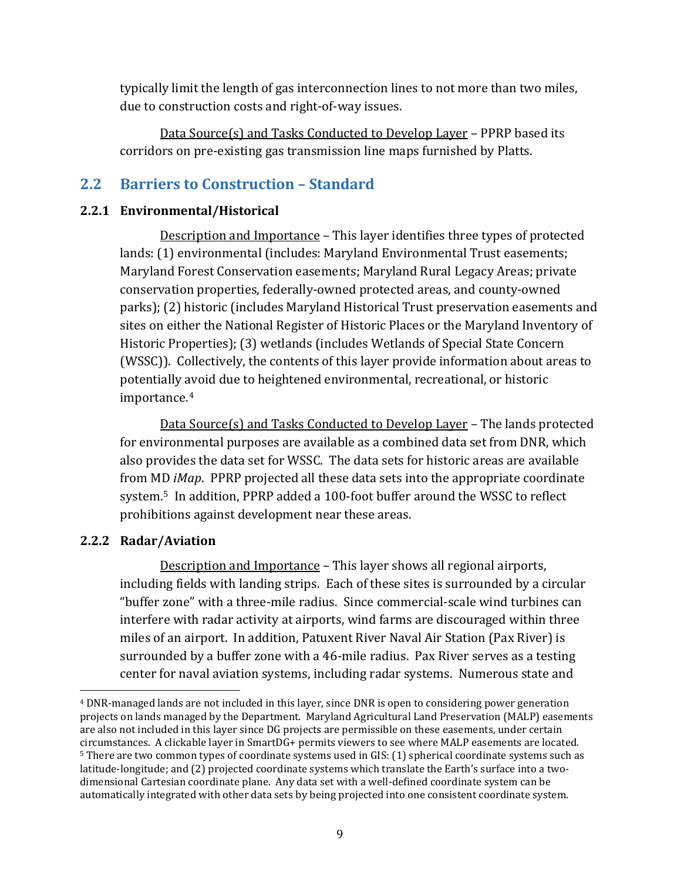typically limit the length of gas interconnection lines to not more than two miles, due to construction costs and right-of-way issues.

Data Source(s) and Tasks Conducted to Develop Layer – PPRP based its corridors on pre-existing gas transmission line maps furnished by Platts.

## 2.2 Barriers to Construction – Standard

### 2.2.1 Environmental/Historical

Description and Importance – This layer identifies three types of protected lands: (1) environmental (includes: Maryland Environmental Trust easements; Maryland Forest Conservation easements; Maryland Rural Legacy Areas; private conservation properties, federally-owned protected areas, and county-owned parks); (2) historic (includes Maryland Historical Trust preservation easements and sites on either the National Register of Historic Places or the Maryland Inventory of Historic Properties); (3) wetlands (includes Wetlands of Special State Concern (WSSC)). Collectively, the contents of this layer provide information about areas to potentially avoid due to heightened environmental, recreational, or historic importance.[4]

Data Source(s) and Tasks Conducted to Develop Layer – The lands protected for environmental purposes are available as a combined data set from DNR, which also provides the data set for WSSC. The data sets for historic areas are available from MD *iMap*. PPRP projected all these data sets into the appropriate coordinate system.[5] In addition, PPRP added a 100-foot buffer around the WSSC to reflect prohibitions against development near these areas.

### 2.2.2 Radar/Aviation

Description and Importance – This layer shows all regional airports, including fields with landing strips. Each of these sites is surrounded by a circular "buffer zone" with a three-mile radius. Since commercial-scale wind turbines can interfere with radar activity at airports, wind farms are discouraged within three miles of an airport. In addition, Patuxent River Naval Air Station (Pax River) is surrounded by a buffer zone with a 46-mile radius. Pax River serves as a testing center for naval aviation systems, including radar systems. Numerous state and

---

[4] DNR-managed lands are not included in this layer, since DNR is open to considering power generation projects on lands managed by the Department. Maryland Agricultural Land Preservation (MALP) easements are also not included in this layer since DG projects are permissible on these easements, under certain circumstances. A clickable layer in SmartDG+ permits viewers to see where MALP easements are located.

[5] There are two common types of coordinate systems used in GIS: (1) spherical coordinate systems such as latitude-longitude; and (2) projected coordinate systems which translate the Earth's surface into a two-dimensional Cartesian coordinate plane. Any data set with a well-defined coordinate system can be automatically integrated with other data sets by being projected into one consistent coordinate system.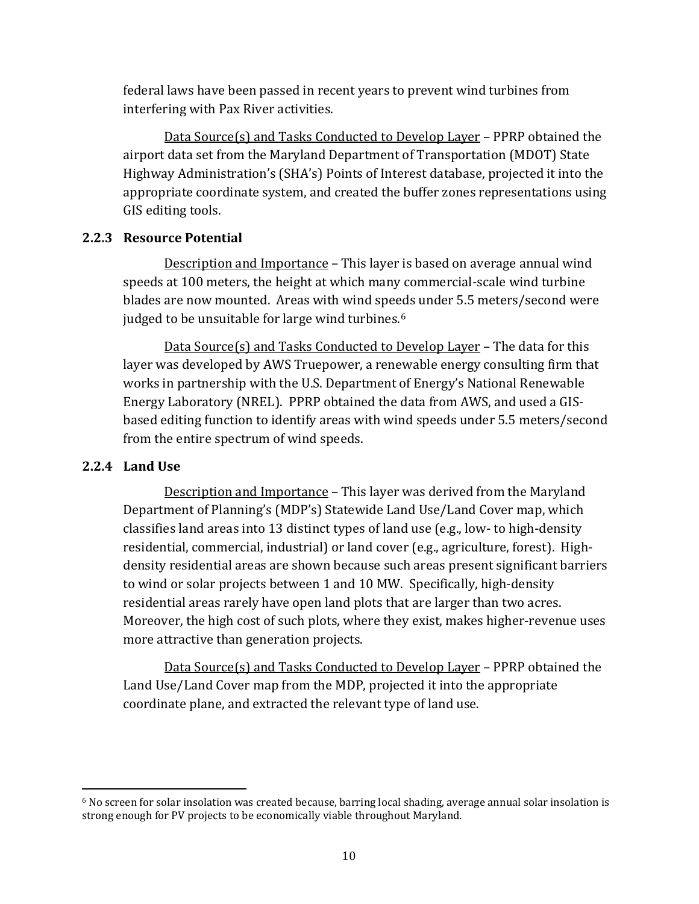federal laws have been passed in recent years to prevent wind turbines from interfering with Pax River activities.

Data Source(s) and Tasks Conducted to Develop Layer – PPRP obtained the airport data set from the Maryland Department of Transportation (MDOT) State Highway Administration's (SHA's) Points of Interest database, projected it into the appropriate coordinate system, and created the buffer zones representations using GIS editing tools.

### 2.2.3 Resource Potential

Description and Importance – This layer is based on average annual wind speeds at 100 meters, the height at which many commercial-scale wind turbine blades are now mounted. Areas with wind speeds under 5.5 meters/second were judged to be unsuitable for large wind turbines.[6]

Data Source(s) and Tasks Conducted to Develop Layer – The data for this layer was developed by AWS Truepower, a renewable energy consulting firm that works in partnership with the U.S. Department of Energy's National Renewable Energy Laboratory (NREL). PPRP obtained the data from AWS, and used a GIS-based editing function to identify areas with wind speeds under 5.5 meters/second from the entire spectrum of wind speeds.

### 2.2.4 Land Use

Description and Importance – This layer was derived from the Maryland Department of Planning's (MDP's) Statewide Land Use/Land Cover map, which classifies land areas into 13 distinct types of land use (e.g., low- to high-density residential, commercial, industrial) or land cover (e.g., agriculture, forest). High-density residential areas are shown because such areas present significant barriers to wind or solar projects between 1 and 10 MW. Specifically, high-density residential areas rarely have open land plots that are larger than two acres. Moreover, the high cost of such plots, where they exist, makes higher-revenue uses more attractive than generation projects.

Data Source(s) and Tasks Conducted to Develop Layer – PPRP obtained the Land Use/Land Cover map from the MDP, projected it into the appropriate coordinate plane, and extracted the relevant type of land use.

---

[6] No screen for solar insolation was created because, barring local shading, average annual solar insolation is strong enough for PV projects to be economically viable throughout Maryland.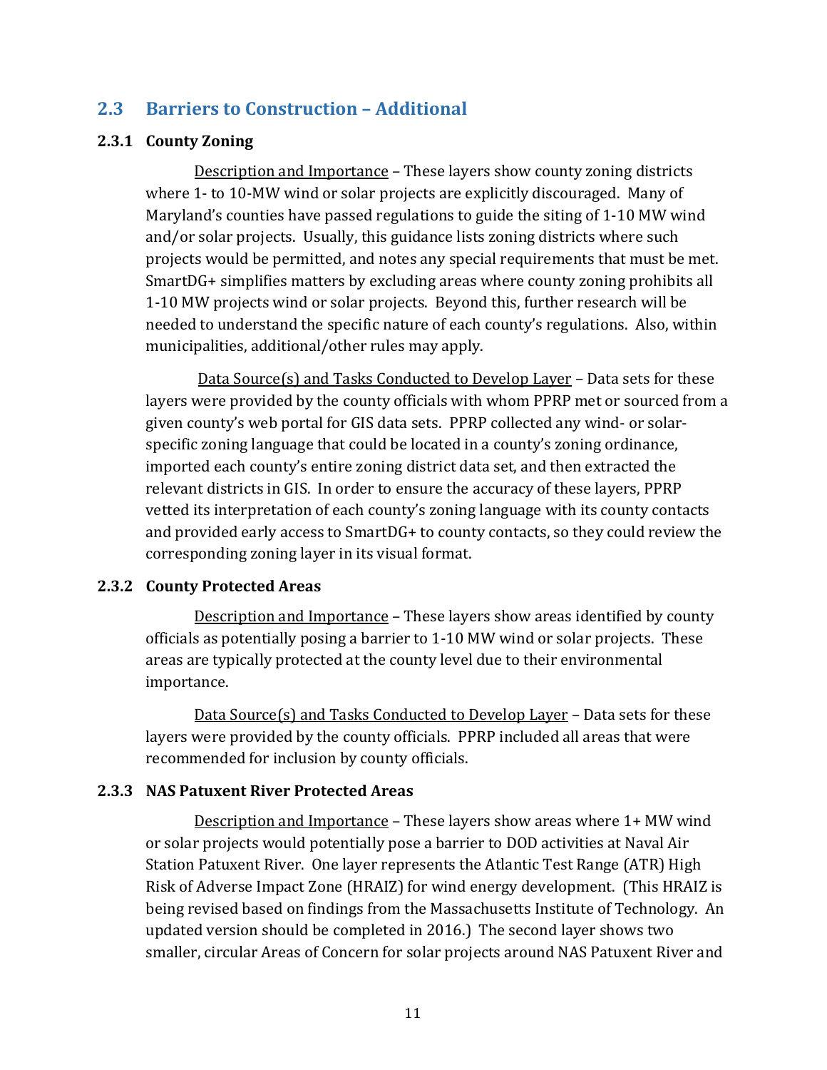## 2.3 Barriers to Construction – Additional

### 2.3.1 County Zoning

Description and Importance – These layers show county zoning districts where 1- to 10-MW wind or solar projects are explicitly discouraged. Many of Maryland's counties have passed regulations to guide the siting of 1-10 MW wind and/or solar projects. Usually, this guidance lists zoning districts where such projects would be permitted, and notes any special requirements that must be met. SmartDG+ simplifies matters by excluding areas where county zoning prohibits all 1-10 MW projects wind or solar projects. Beyond this, further research will be needed to understand the specific nature of each county's regulations. Also, within municipalities, additional/other rules may apply.

Data Source(s) and Tasks Conducted to Develop Layer – Data sets for these layers were provided by the county officials with whom PPRP met or sourced from a given county's web portal for GIS data sets. PPRP collected any wind- or solar-specific zoning language that could be located in a county's zoning ordinance, imported each county's entire zoning district data set, and then extracted the relevant districts in GIS. In order to ensure the accuracy of these layers, PPRP vetted its interpretation of each county's zoning language with its county contacts and provided early access to SmartDG+ to county contacts, so they could review the corresponding zoning layer in its visual format.

### 2.3.2 County Protected Areas

Description and Importance – These layers show areas identified by county officials as potentially posing a barrier to 1-10 MW wind or solar projects. These areas are typically protected at the county level due to their environmental importance.

Data Source(s) and Tasks Conducted to Develop Layer – Data sets for these layers were provided by the county officials. PPRP included all areas that were recommended for inclusion by county officials.

### 2.3.3 NAS Patuxent River Protected Areas

Description and Importance – These layers show areas where 1+ MW wind or solar projects would potentially pose a barrier to DOD activities at Naval Air Station Patuxent River. One layer represents the Atlantic Test Range (ATR) High Risk of Adverse Impact Zone (HRAIZ) for wind energy development. (This HRAIZ is being revised based on findings from the Massachusetts Institute of Technology. An updated version should be completed in 2016.) The second layer shows two smaller, circular Areas of Concern for solar projects around NAS Patuxent River and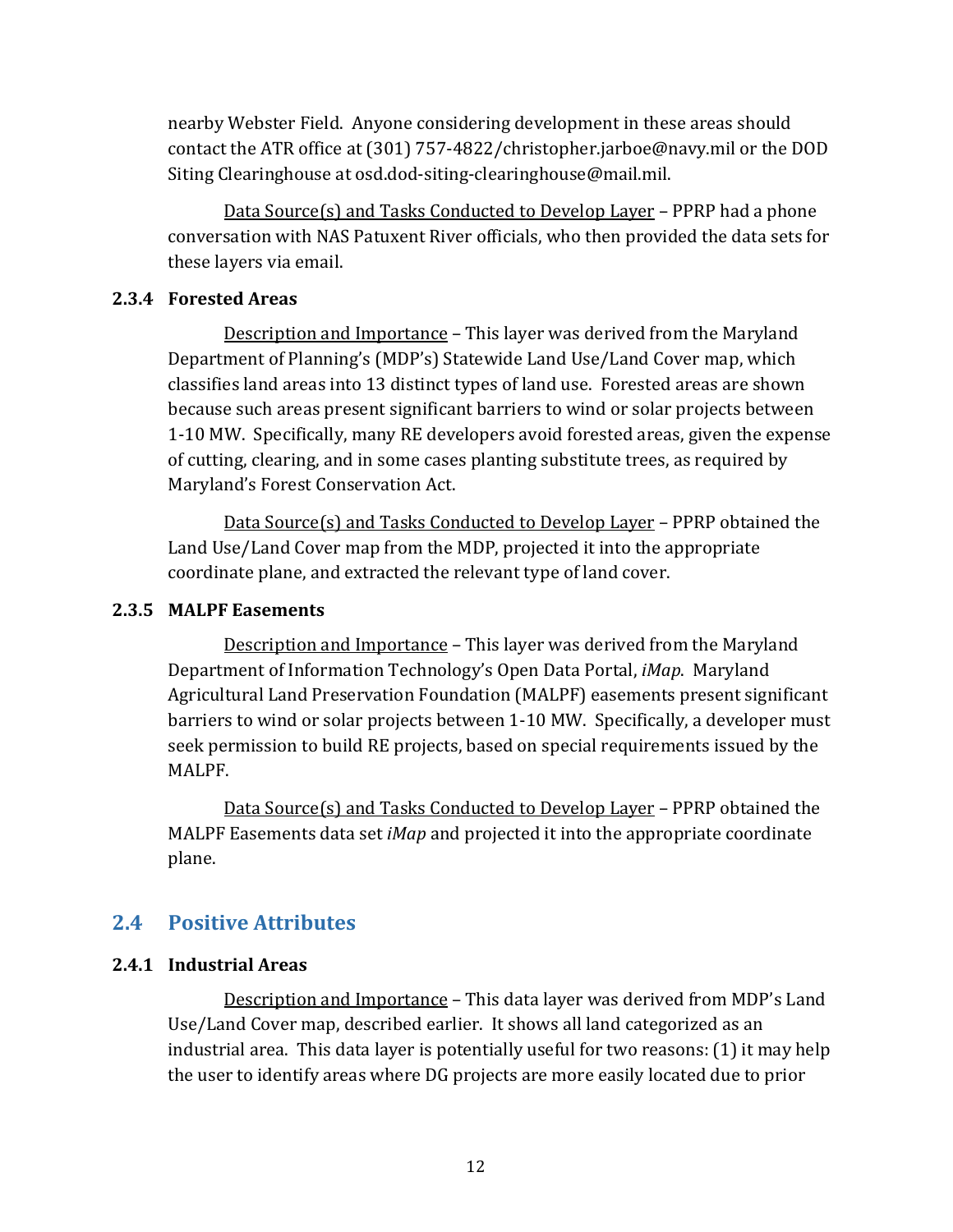nearby Webster Field. Anyone considering development in these areas should contact the ATR office at (301) 757-4822/christopher.jarboe@navy.mil or the DOD Siting Clearinghouse at osd.dod-siting-clearinghouse@mail.mil.

<u>Data Source(s) and Tasks Conducted to Develop Layer</u> – PPRP had a phone conversation with NAS Patuxent River officials, who then provided the data sets for these layers via email.

### 2.3.4 Forested Areas

<u>Description and Importance</u> – This layer was derived from the Maryland Department of Planning's (MDP's) Statewide Land Use/Land Cover map, which classifies land areas into 13 distinct types of land use. Forested areas are shown because such areas present significant barriers to wind or solar projects between 1-10 MW. Specifically, many RE developers avoid forested areas, given the expense of cutting, clearing, and in some cases planting substitute trees, as required by Maryland's Forest Conservation Act.

<u>Data Source(s) and Tasks Conducted to Develop Layer</u> – PPRP obtained the Land Use/Land Cover map from the MDP, projected it into the appropriate coordinate plane, and extracted the relevant type of land cover.

### 2.3.5 MALPF Easements

<u>Description and Importance</u> – This layer was derived from the Maryland Department of Information Technology's Open Data Portal, *iMap*. Maryland Agricultural Land Preservation Foundation (MALPF) easements present significant barriers to wind or solar projects between 1-10 MW. Specifically, a developer must seek permission to build RE projects, based on special requirements issued by the MALPF.

<u>Data Source(s) and Tasks Conducted to Develop Layer</u> – PPRP obtained the MALPF Easements data set *iMap* and projected it into the appropriate coordinate plane.

## 2.4 Positive Attributes

### 2.4.1 Industrial Areas

<u>Description and Importance</u> – This data layer was derived from MDP's Land Use/Land Cover map, described earlier. It shows all land categorized as an industrial area. This data layer is potentially useful for two reasons: (1) it may help the user to identify areas where DG projects are more easily located due to prior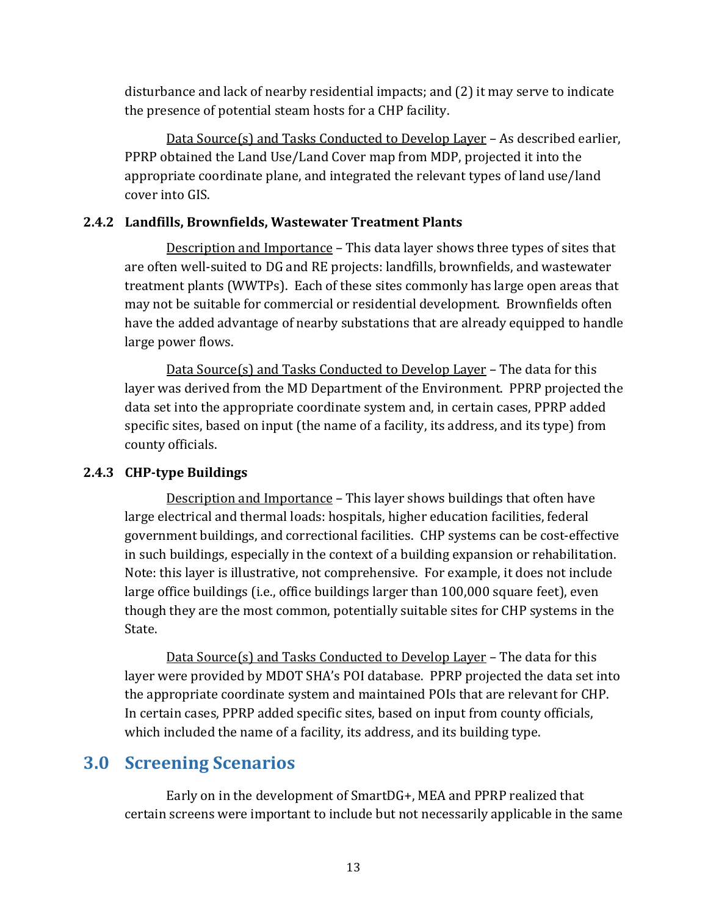disturbance and lack of nearby residential impacts; and (2) it may serve to indicate the presence of potential steam hosts for a CHP facility.

Data Source(s) and Tasks Conducted to Develop Layer – As described earlier, PPRP obtained the Land Use/Land Cover map from MDP, projected it into the appropriate coordinate plane, and integrated the relevant types of land use/land cover into GIS.

### 2.4.2 Landfills, Brownfields, Wastewater Treatment Plants

Description and Importance – This data layer shows three types of sites that are often well-suited to DG and RE projects: landfills, brownfields, and wastewater treatment plants (WWTPs). Each of these sites commonly has large open areas that may not be suitable for commercial or residential development. Brownfields often have the added advantage of nearby substations that are already equipped to handle large power flows.

Data Source(s) and Tasks Conducted to Develop Layer – The data for this layer was derived from the MD Department of the Environment. PPRP projected the data set into the appropriate coordinate system and, in certain cases, PPRP added specific sites, based on input (the name of a facility, its address, and its type) from county officials.

### 2.4.3 CHP-type Buildings

Description and Importance – This layer shows buildings that often have large electrical and thermal loads: hospitals, higher education facilities, federal government buildings, and correctional facilities. CHP systems can be cost-effective in such buildings, especially in the context of a building expansion or rehabilitation. Note: this layer is illustrative, not comprehensive. For example, it does not include large office buildings (i.e., office buildings larger than 100,000 square feet), even though they are the most common, potentially suitable sites for CHP systems in the State.

Data Source(s) and Tasks Conducted to Develop Layer – The data for this layer were provided by MDOT SHA's POI database. PPRP projected the data set into the appropriate coordinate system and maintained POIs that are relevant for CHP. In certain cases, PPRP added specific sites, based on input from county officials, which included the name of a facility, its address, and its building type.

## 3.0 Screening Scenarios

Early on in the development of SmartDG+, MEA and PPRP realized that certain screens were important to include but not necessarily applicable in the same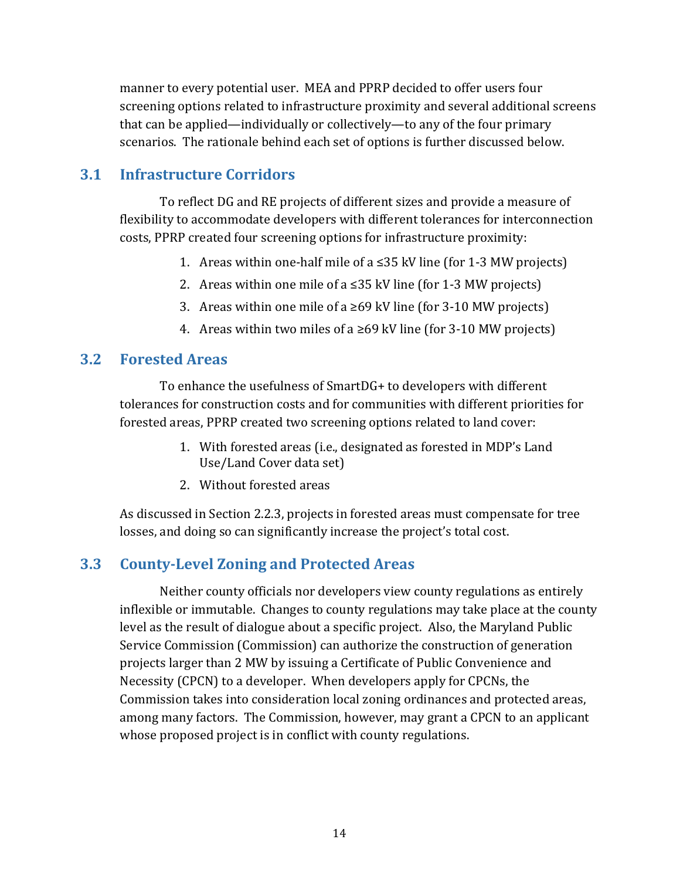manner to every potential user. MEA and PPRP decided to offer users four screening options related to infrastructure proximity and several additional screens that can be applied—individually or collectively—to any of the four primary scenarios. The rationale behind each set of options is further discussed below.

## 3.1 Infrastructure Corridors

To reflect DG and RE projects of different sizes and provide a measure of flexibility to accommodate developers with different tolerances for interconnection costs, PPRP created four screening options for infrastructure proximity:

1. Areas within one-half mile of a ≤35 kV line (for 1-3 MW projects)
2. Areas within one mile of a ≤35 kV line (for 1-3 MW projects)
3. Areas within one mile of a ≥69 kV line (for 3-10 MW projects)
4. Areas within two miles of a ≥69 kV line (for 3-10 MW projects)

## 3.2 Forested Areas

To enhance the usefulness of SmartDG+ to developers with different tolerances for construction costs and for communities with different priorities for forested areas, PPRP created two screening options related to land cover:

1. With forested areas (i.e., designated as forested in MDP's Land Use/Land Cover data set)
2. Without forested areas

As discussed in Section 2.2.3, projects in forested areas must compensate for tree losses, and doing so can significantly increase the project's total cost.

## 3.3 County-Level Zoning and Protected Areas

Neither county officials nor developers view county regulations as entirely inflexible or immutable. Changes to county regulations may take place at the county level as the result of dialogue about a specific project. Also, the Maryland Public Service Commission (Commission) can authorize the construction of generation projects larger than 2 MW by issuing a Certificate of Public Convenience and Necessity (CPCN) to a developer. When developers apply for CPCNs, the Commission takes into consideration local zoning ordinances and protected areas, among many factors. The Commission, however, may grant a CPCN to an applicant whose proposed project is in conflict with county regulations.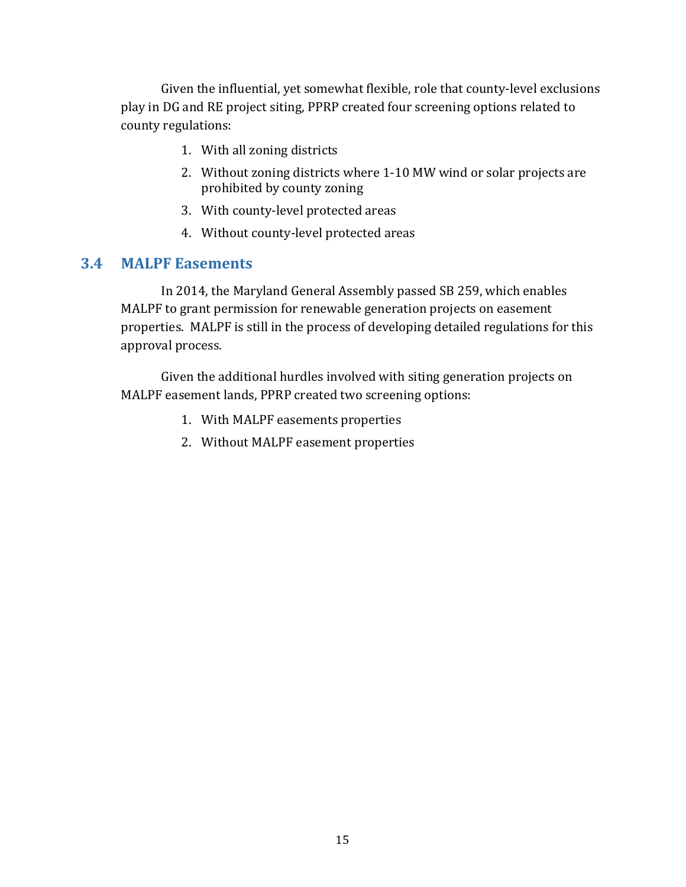Given the influential, yet somewhat flexible, role that county-level exclusions play in DG and RE project siting, PPRP created four screening options related to county regulations:

1. With all zoning districts
2. Without zoning districts where 1-10 MW wind or solar projects are prohibited by county zoning
3. With county-level protected areas
4. Without county-level protected areas

## 3.4 MALPF Easements

In 2014, the Maryland General Assembly passed SB 259, which enables MALPF to grant permission for renewable generation projects on easement properties. MALPF is still in the process of developing detailed regulations for this approval process.

Given the additional hurdles involved with siting generation projects on MALPF easement lands, PPRP created two screening options:

1. With MALPF easements properties
2. Without MALPF easement properties